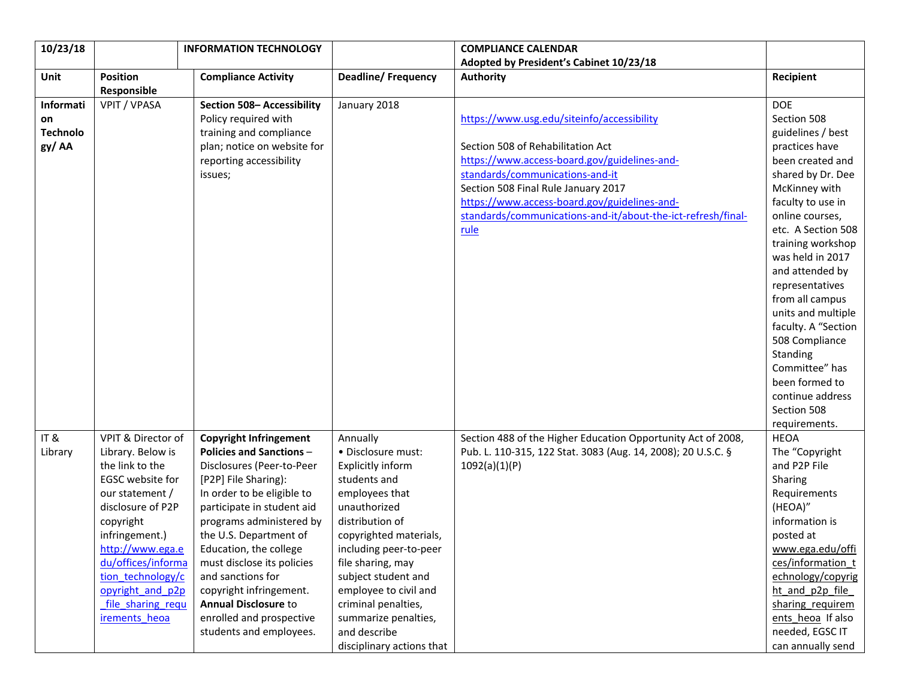| 10/23/18 | | INFORMATION TECHNOLOGY | | COMPLIANCE CALENDAR<br>Adopted by President's Cabinet 10/23/18 | |
|---|---|---|---|---|---|
| **Unit** | **Position Responsible** | **Compliance Activity** | **Deadline/ Frequency** | **Authority** | **Recipient** |
| **Information Technology/ AA** | VPIT / VPASA | **Section 508– Accessibility** Policy required with training and compliance plan; notice on website for reporting accessibility issues; | January 2018 | https://www.usg.edu/siteinfo/accessibility<br><br>Section 508 of Rehabilitation Act https://www.access-board.gov/guidelines-and-standards/communications-and-it<br>Section 508 Final Rule January 2017 https://www.access-board.gov/guidelines-and-standards/communications-and-it/about-the-ict-refresh/final-rule | DOE<br>Section 508 guidelines / best practices have been created and shared by Dr. Dee McKinney with faculty to use in online courses, etc. A Section 508 training workshop was held in 2017 and attended by representatives from all campus units and multiple faculty. A "Section 508 Compliance Standing Committee" has been formed to continue address Section 508 requirements. |
| IT & Library | VPIT & Director of Library. Below is the link to the EGSC website for our statement / disclosure of P2P copyright infringement.) http://www.ega.edu/offices/information_technology/copyright_and_p2p_file_sharing_requirements_heoa | **Copyright Infringement Policies and Sanctions** – Disclosures (Peer-to-Peer [P2P] File Sharing): In order to be eligible to participate in student aid programs administered by the U.S. Department of Education, the college must disclose its policies and sanctions for copyright infringement. **Annual Disclosure** to enrolled and prospective students and employees. | Annually<br>• Disclosure must: Explicitly inform students and employees that unauthorized distribution of copyrighted materials, including peer-to-peer file sharing, may subject student and employee to civil and criminal penalties, summarize penalties, and describe disciplinary actions that | Section 488 of the Higher Education Opportunity Act of 2008, Pub. L. 110-315, 122 Stat. 3083 (Aug. 14, 2008); 20 U.S.C. § 1092(a)(1)(P) | HEOA<br>The "Copyright and P2P File Sharing Requirements (HEOA)" information is posted at www.ega.edu/offices/information_technology/copyright_and_p2p_file_sharing_requirements_heoa If also needed, EGSC IT can annually send |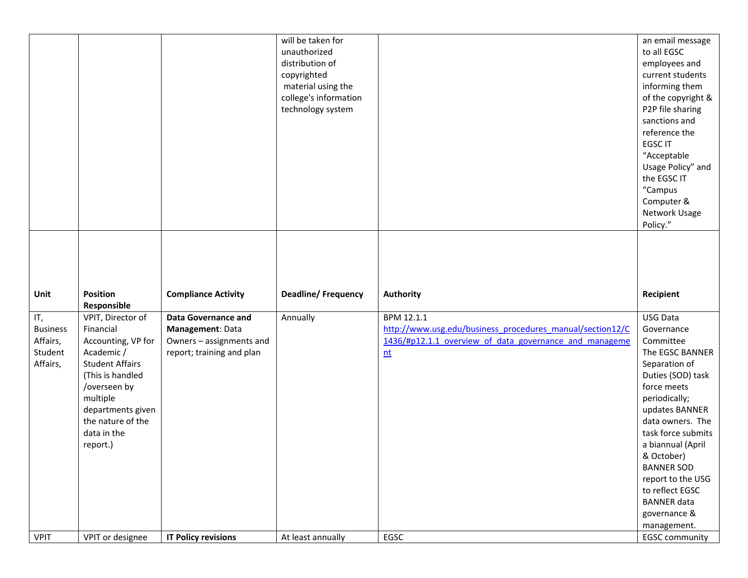|  |  |  | will be taken for unauthorized distribution of copyrighted material using the college's information technology system |  | an email message to all EGSC employees and current students informing them of the copyright & P2P file sharing sanctions and reference the EGSC IT "Acceptable Usage Policy" and the EGSC IT "Campus Computer & Network Usage Policy." |
|---|---|---|---|---|---|
| **Unit** | **Position Responsible** | **Compliance Activity** | **Deadline/ Frequency** | **Authority** | **Recipient** |
| IT, Business Affairs, Student Affairs, | VPIT, Director of Financial Accounting, VP for Academic / Student Affairs (This is handled /overseen by multiple departments given the nature of the data in the report.) | **Data Governance and Management**: Data Owners – assignments and report; training and plan | Annually | BPM 12.1.1 [http://www.usg.edu/business_procedures_manual/section12/C1436/#p12.1.1_overview_of_data_governance_and_management](http://www.usg.edu/business_procedures_manual/section12/C1436/#p12.1.1_overview_of_data_governance_and_management) | USG Data Governance Committee The EGSC BANNER Separation of Duties (SOD) task force meets periodically; updates BANNER data owners. The task force submits a biannual (April & October) BANNER SOD report to the USG to reflect EGSC BANNER data governance & management. |
| VPIT | VPIT or designee | **IT Policy revisions** | At least annually | EGSC | EGSC community |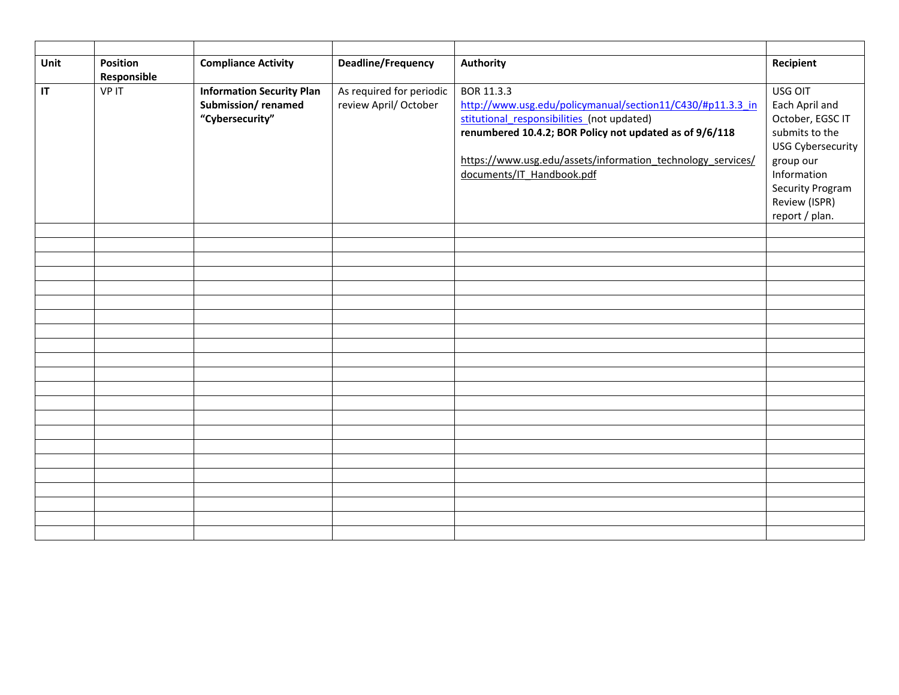| | | | | | |
|---|---|---|---|---|---|
| **Unit** | **Position Responsible** | **Compliance Activity** | **Deadline/Frequency** | **Authority** | **Recipient** |
| **IT** | VP IT | **Information Security Plan Submission/ renamed "Cybersecurity"** | As required for periodic review April/ October | BOR 11.3.3 http://www.usg.edu/policymanual/section11/C430/#p11.3.3_institutional_responsibilities (not updated) **renumbered 10.4.2; BOR Policy not updated as of 9/6/118** https://www.usg.edu/assets/information_technology_services/documents/IT_Handbook.pdf | USG OIT Each April and October, EGSC IT submits to the USG Cybersecurity group our Information Security Program Review (ISPR) report / plan. |
| | | | | | |
| | | | | | |
| | | | | | |
| | | | | | |
| | | | | | |
| | | | | | |
| | | | | | |
| | | | | | |
| | | | | | |
| | | | | | |
| | | | | | |
| | | | | | |
| | | | | | |
| | | | | | |
| | | | | | |
| | | | | | |
| | | | | | |
| | | | | | |
| | | | | | |
| | | | | | |
| | | | | | |
| | | | | | |